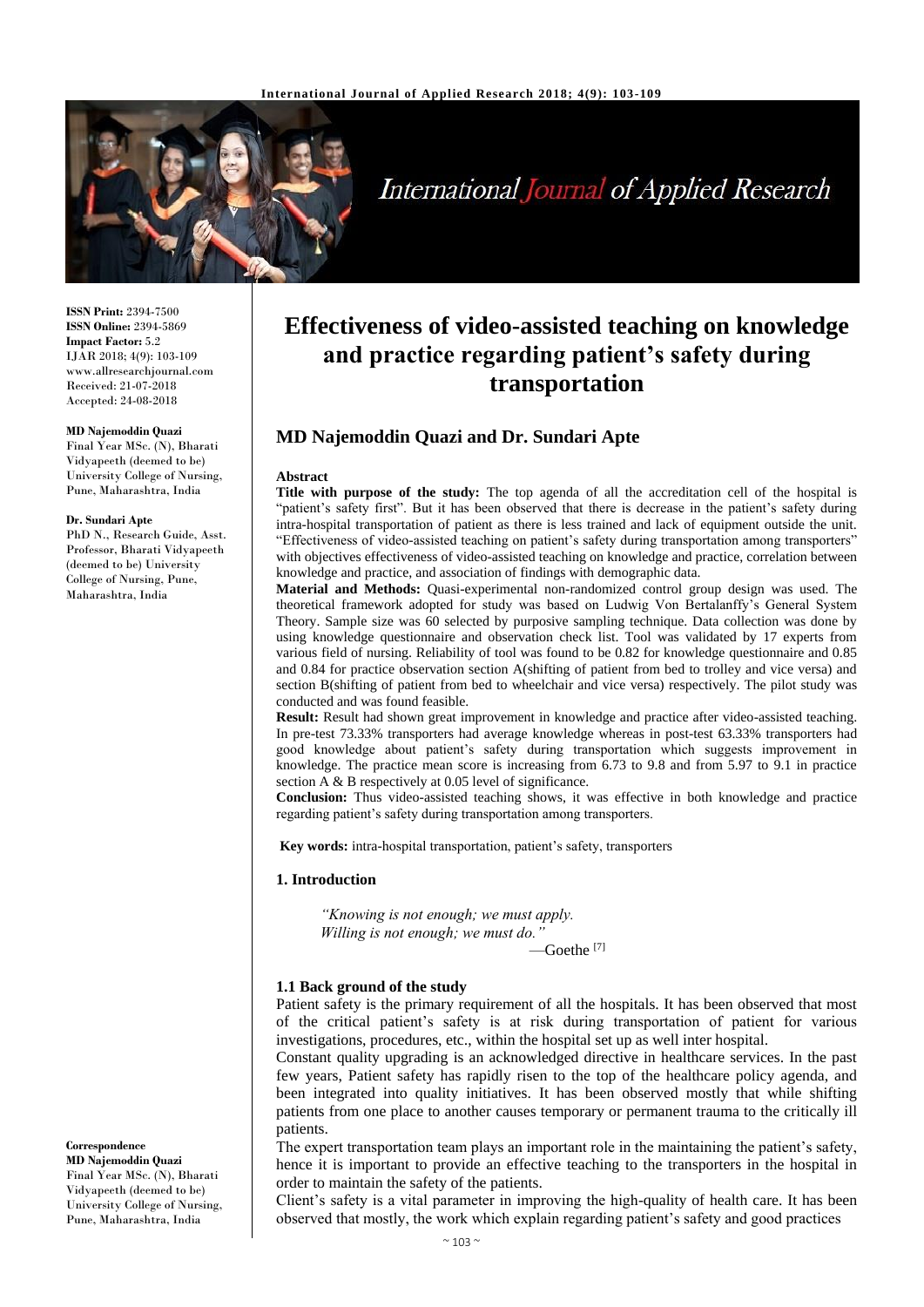# Effectiveness of video-assisted teaching on knowledge and practice regarding patient's safety during transportation

**MD Najemoddin Quazi and Dr. Sundari Apte**

**ISSN Print:** 2394-7500
**ISSN Online:** 2394-5869
**Impact Factor:** 5.2
IJAR 2018; 4(9): 103-109
www.allresearchjournal.com
Received: 21-07-2018
Accepted: 24-08-2018

**MD Najemoddin Quazi**
Final Year MSc. (N), Bharati Vidyapeeth (deemed to be) University College of Nursing, Pune, Maharashtra, India

**Dr. Sundari Apte**
PhD N., Research Guide, Asst. Professor, Bharati Vidyapeeth (deemed to be) University College of Nursing, Pune, Maharashtra, India

**Correspondence**
**MD Najemoddin Quazi**
Final Year MSc. (N), Bharati Vidyapeeth (deemed to be) University College of Nursing, Pune, Maharashtra, India

## Abstract

**Title with purpose of the study:** The top agenda of all the accreditation cell of the hospital is "patient's safety first". But it has been observed that there is decrease in the patient's safety during intra-hospital transportation of patient as there is less trained and lack of equipment outside the unit. "Effectiveness of video-assisted teaching on patient's safety during transportation among transporters" with objectives effectiveness of video-assisted teaching on knowledge and practice, correlation between knowledge and practice, and association of findings with demographic data.

**Material and Methods:** Quasi-experimental non-randomized control group design was used. The theoretical framework adopted for study was based on Ludwig Von Bertalanffy's General System Theory. Sample size was 60 selected by purposive sampling technique. Data collection was done by using knowledge questionnaire and observation check list. Tool was validated by 17 experts from various field of nursing. Reliability of tool was found to be 0.82 for knowledge questionnaire and 0.85 and 0.84 for practice observation section A(shifting of patient from bed to trolley and vice versa) and section B(shifting of patient from bed to wheelchair and vice versa) respectively. The pilot study was conducted and was found feasible.

**Result:** Result had shown great improvement in knowledge and practice after video-assisted teaching. In pre-test 73.33% transporters had average knowledge whereas in post-test 63.33% transporters had good knowledge about patient's safety during transportation which suggests improvement in knowledge. The practice mean score is increasing from 6.73 to 9.8 and from 5.97 to 9.1 in practice section A & B respectively at 0.05 level of significance.

**Conclusion:** Thus video-assisted teaching shows, it was effective in both knowledge and practice regarding patient's safety during transportation among transporters.

**Key words:** intra-hospital transportation, patient's safety, transporters

## 1. Introduction

*"Knowing is not enough; we must apply.*
*Willing is not enough; we must do."*
—Goethe [7]

### 1.1 Back ground of the study

Patient safety is the primary requirement of all the hospitals. It has been observed that most of the critical patient's safety is at risk during transportation of patient for various investigations, procedures, etc., within the hospital set up as well inter hospital.

Constant quality upgrading is an acknowledged directive in healthcare services. In the past few years, Patient safety has rapidly risen to the top of the healthcare policy agenda, and been integrated into quality initiatives. It has been observed mostly that while shifting patients from one place to another causes temporary or permanent trauma to the critically ill patients.

The expert transportation team plays an important role in the maintaining the patient's safety, hence it is important to provide an effective teaching to the transporters in the hospital in order to maintain the safety of the patients.

Client's safety is a vital parameter in improving the high-quality of health care. It has been observed that mostly, the work which explain regarding patient's safety and good practices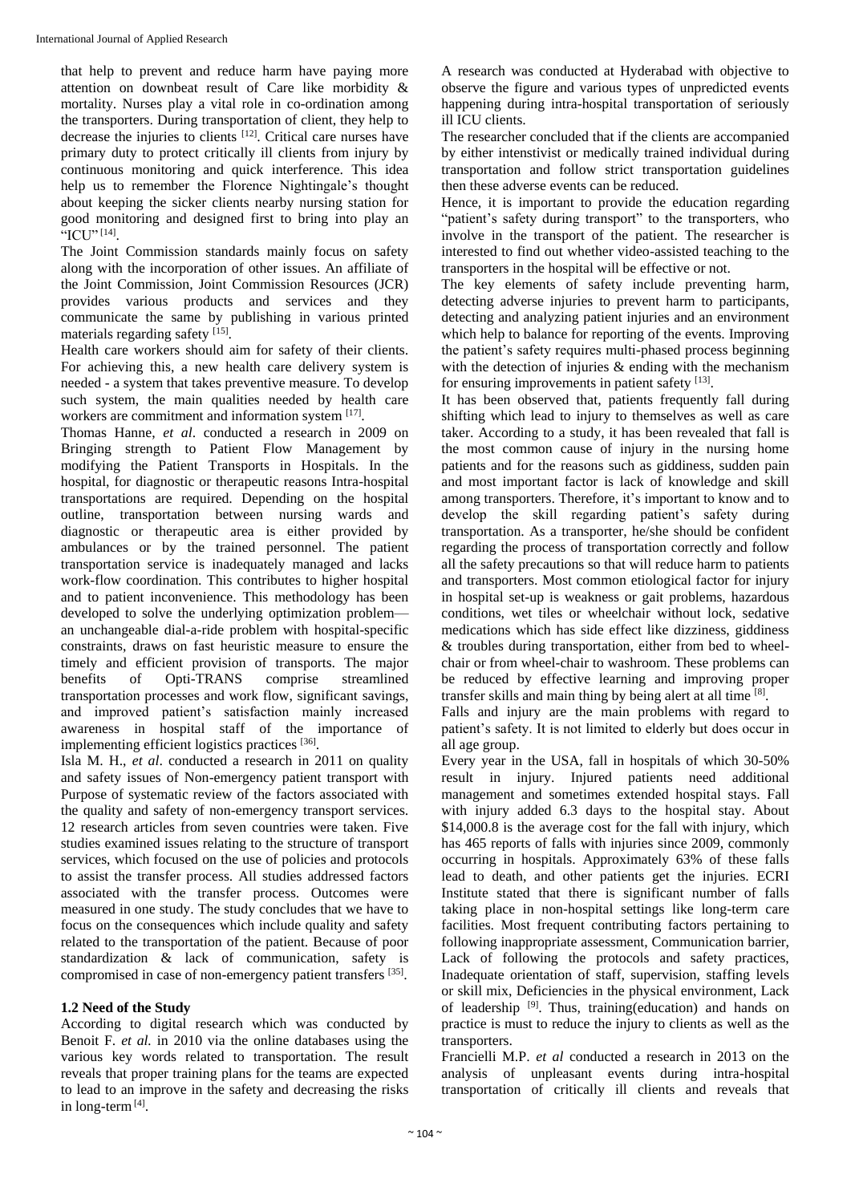that help to prevent and reduce harm have paying more attention on downbeat result of Care like morbidity & mortality. Nurses play a vital role in co-ordination among the transporters. During transportation of client, they help to decrease the injuries to clients [12]. Critical care nurses have primary duty to protect critically ill clients from injury by continuous monitoring and quick interference. This idea help us to remember the Florence Nightingale's thought about keeping the sicker clients nearby nursing station for good monitoring and designed first to bring into play an "ICU" [14].

The Joint Commission standards mainly focus on safety along with the incorporation of other issues. An affiliate of the Joint Commission, Joint Commission Resources (JCR) provides various products and services and they communicate the same by publishing in various printed materials regarding safety [15].

Health care workers should aim for safety of their clients. For achieving this, a new health care delivery system is needed - a system that takes preventive measure. To develop such system, the main qualities needed by health care workers are commitment and information system [17].

Thomas Hanne, *et al*. conducted a research in 2009 on Bringing strength to Patient Flow Management by modifying the Patient Transports in Hospitals. In the hospital, for diagnostic or therapeutic reasons Intra-hospital transportations are required. Depending on the hospital outline, transportation between nursing wards and diagnostic or therapeutic area is either provided by ambulances or by the trained personnel. The patient transportation service is inadequately managed and lacks work-flow coordination. This contributes to higher hospital and to patient inconvenience. This methodology has been developed to solve the underlying optimization problem—an unchangeable dial-a-ride problem with hospital-specific constraints, draws on fast heuristic measure to ensure the timely and efficient provision of transports. The major benefits of Opti-TRANS comprise streamlined transportation processes and work flow, significant savings, and improved patient's satisfaction mainly increased awareness in hospital staff of the importance of implementing efficient logistics practices [36].

Isla M. H., *et al*. conducted a research in 2011 on quality and safety issues of Non-emergency patient transport with Purpose of systematic review of the factors associated with the quality and safety of non-emergency transport services. 12 research articles from seven countries were taken. Five studies examined issues relating to the structure of transport services, which focused on the use of policies and protocols to assist the transfer process. All studies addressed factors associated with the transfer process. Outcomes were measured in one study. The study concludes that we have to focus on the consequences which include quality and safety related to the transportation of the patient. Because of poor standardization & lack of communication, safety is compromised in case of non-emergency patient transfers [35].

### 1.2 Need of the Study

According to digital research which was conducted by Benoit F. *et al.* in 2010 via the online databases using the various key words related to transportation. The result reveals that proper training plans for the teams are expected to lead to an improve in the safety and decreasing the risks in long-term [4].

A research was conducted at Hyderabad with objective to observe the figure and various types of unpredicted events happening during intra-hospital transportation of seriously ill ICU clients.

The researcher concluded that if the clients are accompanied by either intenstivist or medically trained individual during transportation and follow strict transportation guidelines then these adverse events can be reduced.

Hence, it is important to provide the education regarding "patient's safety during transport" to the transporters, who involve in the transport of the patient. The researcher is interested to find out whether video-assisted teaching to the transporters in the hospital will be effective or not.

The key elements of safety include preventing harm, detecting adverse injuries to prevent harm to participants, detecting and analyzing patient injuries and an environment which help to balance for reporting of the events. Improving the patient's safety requires multi-phased process beginning with the detection of injuries & ending with the mechanism for ensuring improvements in patient safety [13].

It has been observed that, patients frequently fall during shifting which lead to injury to themselves as well as care taker. According to a study, it has been revealed that fall is the most common cause of injury in the nursing home patients and for the reasons such as giddiness, sudden pain and most important factor is lack of knowledge and skill among transporters. Therefore, it's important to know and to develop the skill regarding patient's safety during transportation. As a transporter, he/she should be confident regarding the process of transportation correctly and follow all the safety precautions so that will reduce harm to patients and transporters. Most common etiological factor for injury in hospital set-up is weakness or gait problems, hazardous conditions, wet tiles or wheelchair without lock, sedative medications which has side effect like dizziness, giddiness & troubles during transportation, either from bed to wheel-chair or from wheel-chair to washroom. These problems can be reduced by effective learning and improving proper transfer skills and main thing by being alert at all time [8].

Falls and injury are the main problems with regard to patient's safety. It is not limited to elderly but does occur in all age group.

Every year in the USA, fall in hospitals of which 30-50% result in injury. Injured patients need additional management and sometimes extended hospital stays. Fall with injury added 6.3 days to the hospital stay. About $14,000.8 is the average cost for the fall with injury, which has 465 reports of falls with injuries since 2009, commonly occurring in hospitals. Approximately 63% of these falls lead to death, and other patients get the injuries. ECRI Institute stated that there is significant number of falls taking place in non-hospital settings like long-term care facilities. Most frequent contributing factors pertaining to following inappropriate assessment, Communication barrier, Lack of following the protocols and safety practices, Inadequate orientation of staff, supervision, staffing levels or skill mix, Deficiencies in the physical environment, Lack of leadership [9]. Thus, training(education) and hands on practice is must to reduce the injury to clients as well as the transporters.

Francielli M.P. *et al* conducted a research in 2013 on the analysis of unpleasant events during intra-hospital transportation of critically ill clients and reveals that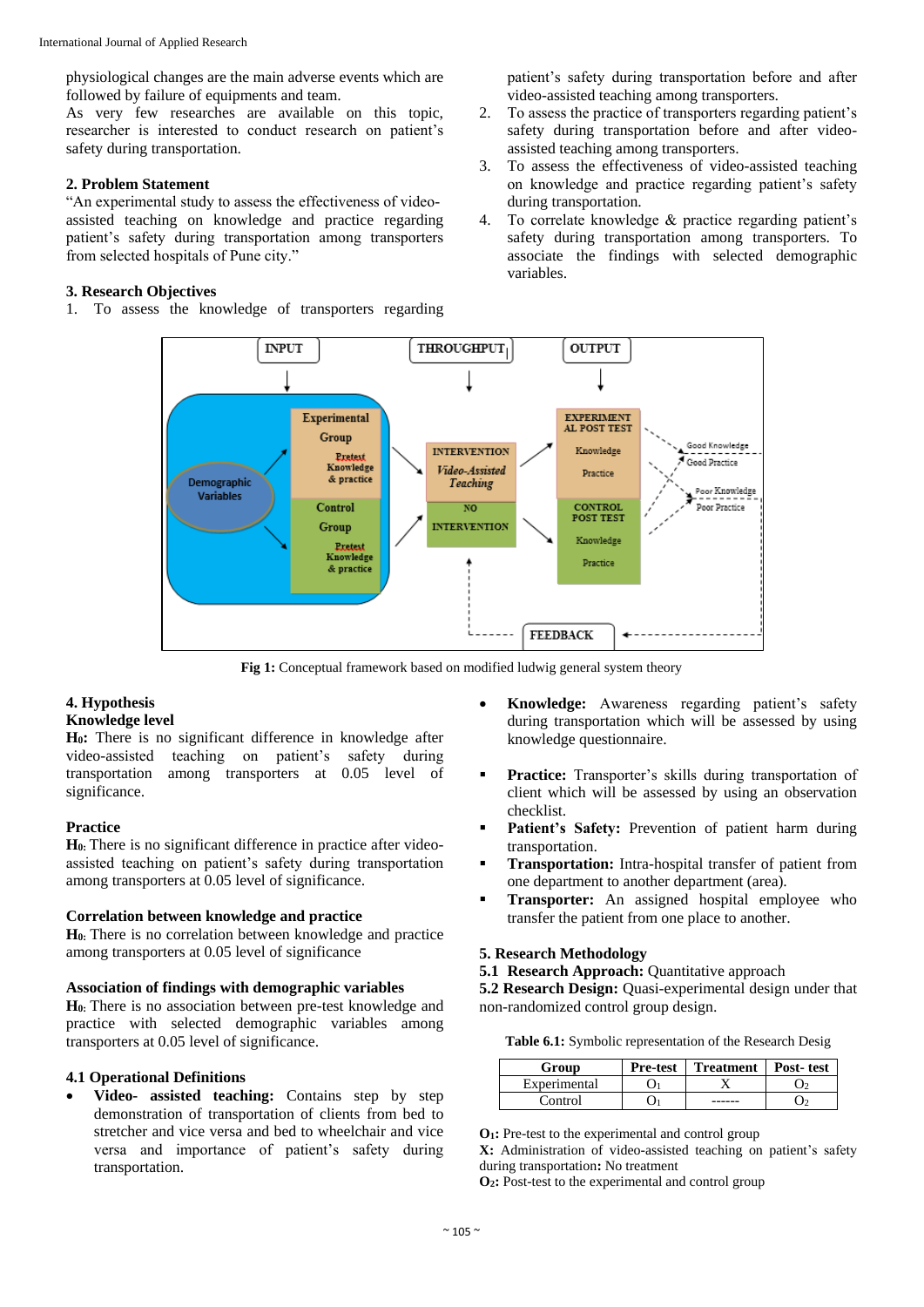physiological changes are the main adverse events which are followed by failure of equipments and team.

As very few researches are available on this topic, researcher is interested to conduct research on patient's safety during transportation.

## 2. Problem Statement

"An experimental study to assess the effectiveness of video-assisted teaching on knowledge and practice regarding patient's safety during transportation among transporters from selected hospitals of Pune city."

## 3. Research Objectives

1. To assess the knowledge of transporters regarding patient's safety during transportation before and after video-assisted teaching among transporters.
2. To assess the practice of transporters regarding patient's safety during transportation before and after video-assisted teaching among transporters.
3. To assess the effectiveness of video-assisted teaching on knowledge and practice regarding patient's safety during transportation.
4. To correlate knowledge & practice regarding patient's safety during transportation among transporters. To associate the findings with selected demographic variables.

**Fig 1:** Conceptual framework based on modified ludwig general system theory

## 4. Hypothesis

### Knowledge level

**H₀:** There is no significant difference in knowledge after video-assisted teaching on patient's safety during transportation among transporters at 0.05 level of significance.

### Practice

**H₀**: There is no significant difference in practice after video-assisted teaching on patient's safety during transportation among transporters at 0.05 level of significance.

### Correlation between knowledge and practice

**H₀**: There is no correlation between knowledge and practice among transporters at 0.05 level of significance

### Association of findings with demographic variables

**H₀**: There is no association between pre-test knowledge and practice with selected demographic variables among transporters at 0.05 level of significance.

### 4.1 Operational Definitions

- **Video- assisted teaching:** Contains step by step demonstration of transportation of clients from bed to stretcher and vice versa and bed to wheelchair and vice versa and importance of patient's safety during transportation.
- **Knowledge:** Awareness regarding patient's safety during transportation which will be assessed by using knowledge questionnaire.
- **Practice:** Transporter's skills during transportation of client which will be assessed by using an observation checklist.
- **Patient's Safety:** Prevention of patient harm during transportation.
- **Transportation:** Intra-hospital transfer of patient from one department to another department (area).
- **Transporter:** An assigned hospital employee who transfer the patient from one place to another.

## 5. Research Methodology

**5.1 Research Approach:** Quantitative approach

**5.2 Research Design:** Quasi-experimental design under that non-randomized control group design.

**Table 6.1:** Symbolic representation of the Research Desig

| Group | Pre-test | Treatment | Post- test |
|---|---|---|---|
| Experimental | $O_1$ | X | $O_2$ |
| Control | $O_1$ | ------ | $O_2$ |

**$O_1$:** Pre-test to the experimental and control group

**X:** Administration of video-assisted teaching on patient's safety during transportation**:** No treatment

**$O_2$:** Post-test to the experimental and control group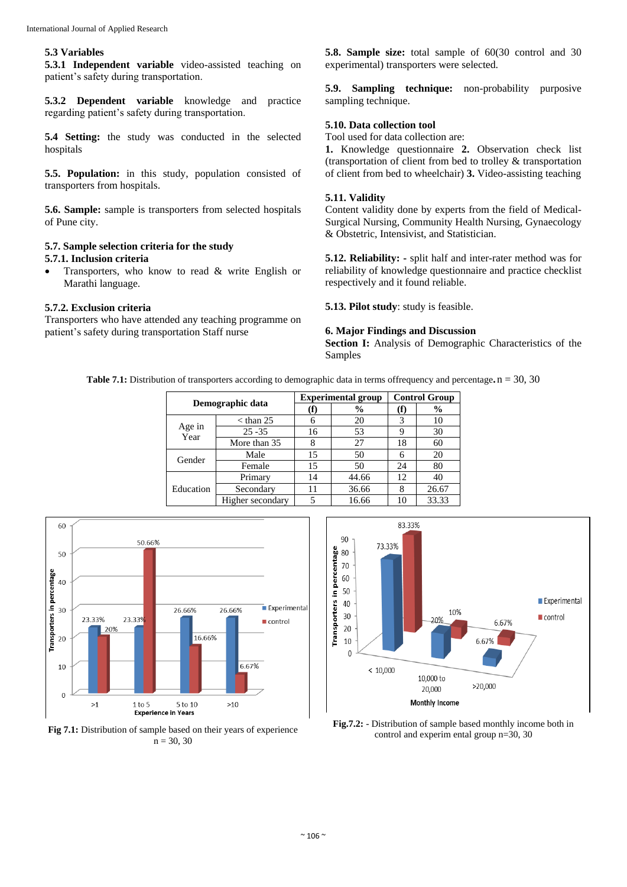### 5.3 Variables

**5.3.1 Independent variable** video-assisted teaching on patient's safety during transportation.

**5.3.2 Dependent variable** knowledge and practice regarding patient's safety during transportation.

**5.4 Setting:** the study was conducted in the selected hospitals

**5.5. Population:** in this study, population consisted of transporters from hospitals.

**5.6. Sample:** sample is transporters from selected hospitals of Pune city.

### 5.7. Sample selection criteria for the study

#### 5.7.1. Inclusion criteria

- Transporters, who know to read & write English or Marathi language.

#### 5.7.2. Exclusion criteria

Transporters who have attended any teaching programme on patient's safety during transportation Staff nurse

**5.8. Sample size:** total sample of 60(30 control and 30 experimental) transporters were selected.

**5.9. Sampling technique:** non-probability purposive sampling technique.

### 5.10. Data collection tool

Tool used for data collection are:

**1.** Knowledge questionnaire **2.** Observation check list (transportation of client from bed to trolley & transportation of client from bed to wheelchair) **3.** Video-assisting teaching

### 5.11. Validity

Content validity done by experts from the field of Medical-Surgical Nursing, Community Health Nursing, Gynaecology & Obstetric, Intensivist, and Statistician.

**5.12. Reliability:** - split half and inter-rater method was for reliability of knowledge questionnaire and practice checklist respectively and it found reliable.

**5.13. Pilot study**: study is feasible.

## 6. Major Findings and Discussion

**Section I:** Analysis of Demographic Characteristics of the Samples

**Table 7.1:** Distribution of transporters according to demographic data in terms offrequency and percentage**.** n = 30, 30

| Demographic data | | Experimental group | | Control Group | |
|---|---|---|---|---|---|
| | | (f) | % | (f) | % |
| Age in Year | < than 25 | 6 | 20 | 3 | 10 |
| | 25 -35 | 16 | 53 | 9 | 30 |
| | More than 35 | 8 | 27 | 18 | 60 |
| Gender | Male | 15 | 50 | 6 | 20 |
| | Female | 15 | 50 | 24 | 80 |
| Education | Primary | 14 | 44.66 | 12 | 40 |
| | Secondary | 11 | 36.66 | 8 | 26.67 |
| | Higher secondary | 5 | 16.66 | 10 | 33.33 |

**Fig 7.1:** Distribution of sample based on their years of experience n = 30, 30

**Fig.7.2:** - Distribution of sample based monthly income both in control and experim ental group n=30, 30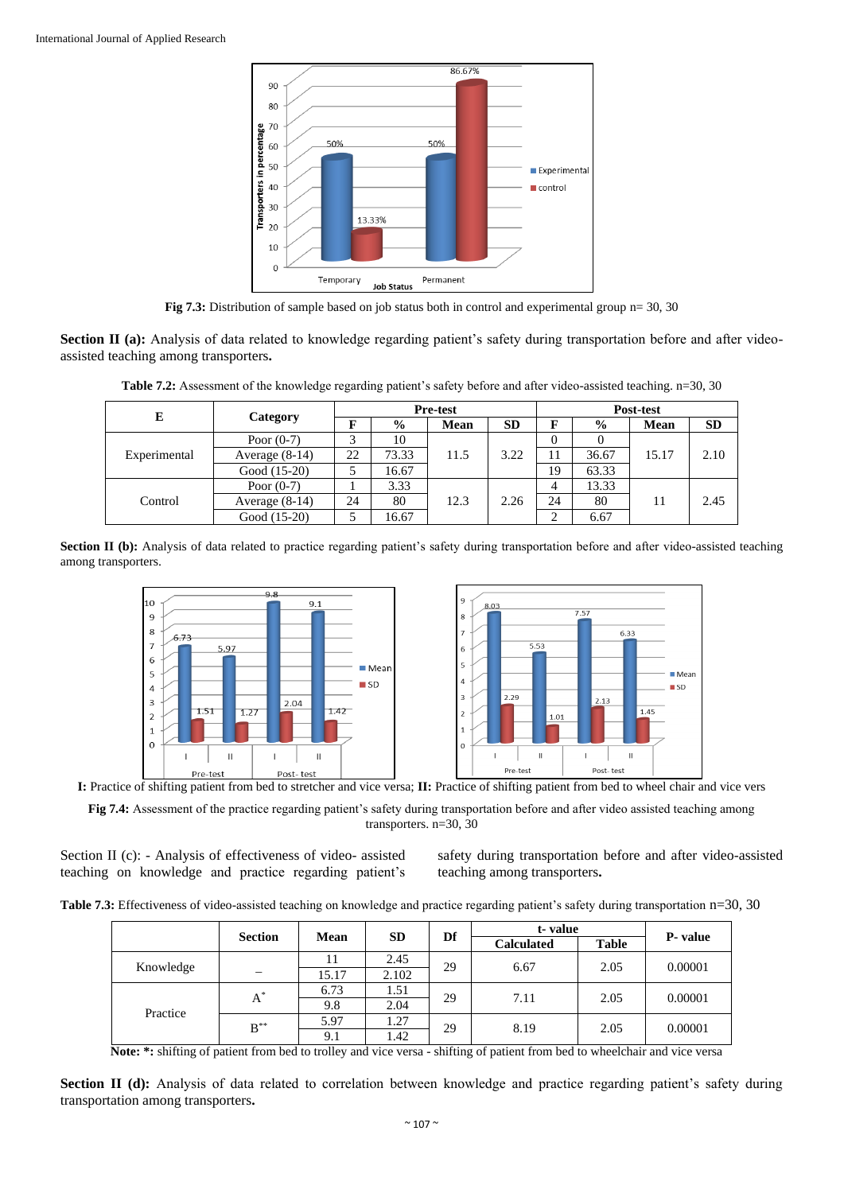**Fig 7.3:** Distribution of sample based on job status both in control and experimental group n= 30, 30

**Section II (a):** Analysis of data related to knowledge regarding patient's safety during transportation before and after video-assisted teaching among transporters.

**Table 7.2:** Assessment of the knowledge regarding patient's safety before and after video-assisted teaching. n=30, 30

| E | Category | Pre-test | | | | Post-test | | | |
|---|---|---|---|---|---|---|---|---|---|
| | | F | % | Mean | SD | F | % | Mean | SD |
| Experimental | Poor (0-7) | 3 | 10 | 11.5 | 3.22 | 0 | 0 | 15.17 | 2.10 |
| | Average (8-14) | 22 | 73.33 | | | 11 | 36.67 | | |
| | Good (15-20) | 5 | 16.67 | | | 19 | 63.33 | | |
| Control | Poor (0-7) | 1 | 3.33 | 12.3 | 2.26 | 4 | 13.33 | 11 | 2.45 |
| | Average (8-14) | 24 | 80 | | | 24 | 80 | | |
| | Good (15-20) | 5 | 16.67 | | | 2 | 6.67 | | |

**Section II (b):** Analysis of data related to practice regarding patient's safety during transportation before and after video-assisted teaching among transporters.

**I:** Practice of shifting patient from bed to stretcher and vice versa; **II:** Practice of shifting patient from bed to wheel chair and vice vers

**Fig 7.4:** Assessment of the practice regarding patient's safety during transportation before and after video assisted teaching among transporters. n=30, 30

Section II (c): - Analysis of effectiveness of video- assisted teaching on knowledge and practice regarding patient's safety during transportation before and after video-assisted teaching among transporters.

**Table 7.3:** Effectiveness of video-assisted teaching on knowledge and practice regarding patient's safety during transportation n=30, 30

| | Section | Mean | SD | Df | t- value | | P- value |
|---|---|---|---|---|---|---|---|
| | | | | | Calculated | Table | |
| Knowledge | – | 11 | 2.45 | 29 | 6.67 | 2.05 | 0.00001 |
| | | 15.17 | 2.102 | | | | |
| Practice | A* | 6.73 | 1.51 | 29 | 7.11 | 2.05 | 0.00001 |
| | | 9.8 | 2.04 | | | | |
| | B** | 5.97 | 1.27 | 29 | 8.19 | 2.05 | 0.00001 |
| | | 9.1 | 1.42 | | | | |

**Note: \*:** shifting of patient from bed to trolley and vice versa - shifting of patient from bed to wheelchair and vice versa

**Section II (d):** Analysis of data related to correlation between knowledge and practice regarding patient's safety during transportation among transporters.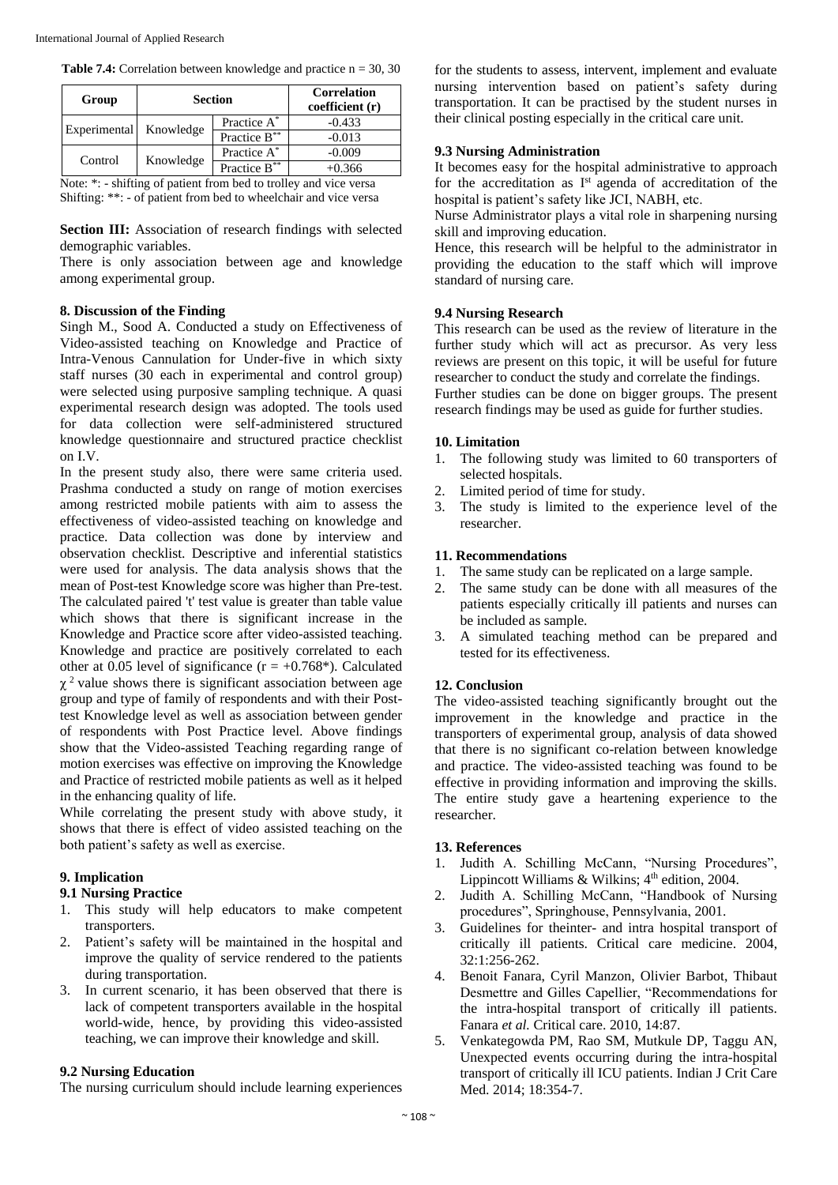**Table 7.4:** Correlation between knowledge and practice n = 30, 30

| Group | Section | | Correlation coefficient (r) |
|---|---|---|---|
| Experimental | Knowledge | Practice A* | -0.433 |
| | | Practice B** | -0.013 |
| Control | Knowledge | Practice A* | -0.009 |
| | | Practice B** | +0.366 |

Note: *: - shifting of patient from bed to trolley and vice versa
Shifting: **: - of patient from bed to wheelchair and vice versa

**Section III:** Association of research findings with selected demographic variables.

There is only association between age and knowledge among experimental group.

### 8. Discussion of the Finding

Singh M., Sood A. Conducted a study on Effectiveness of Video-assisted teaching on Knowledge and Practice of Intra-Venous Cannulation for Under-five in which sixty staff nurses (30 each in experimental and control group) were selected using purposive sampling technique. A quasi experimental research design was adopted. The tools used for data collection were self-administered structured knowledge questionnaire and structured practice checklist on I.V.

In the present study also, there were same criteria used. Prashma conducted a study on range of motion exercises among restricted mobile patients with aim to assess the effectiveness of video-assisted teaching on knowledge and practice. Data collection was done by interview and observation checklist. Descriptive and inferential statistics were used for analysis. The data analysis shows that the mean of Post-test Knowledge score was higher than Pre-test. The calculated paired 't' test value is greater than table value which shows that there is significant increase in the Knowledge and Practice score after video-assisted teaching. Knowledge and practice are positively correlated to each other at 0.05 level of significance ($r = +0.768^*$). Calculated $\chi^2$ value shows there is significant association between age group and type of family of respondents and with their Post-test Knowledge level as well as association between gender of respondents with Post Practice level. Above findings show that the Video-assisted Teaching regarding range of motion exercises was effective on improving the Knowledge and Practice of restricted mobile patients as well as it helped in the enhancing quality of life.

While correlating the present study with above study, it shows that there is effect of video assisted teaching on the both patient's safety as well as exercise.

### 9. Implication

#### 9.1 Nursing Practice

1. This study will help educators to make competent transporters.
2. Patient's safety will be maintained in the hospital and improve the quality of service rendered to the patients during transportation.
3. In current scenario, it has been observed that there is lack of competent transporters available in the hospital world-wide, hence, by providing this video-assisted teaching, we can improve their knowledge and skill.

#### 9.2 Nursing Education

The nursing curriculum should include learning experiences for the students to assess, intervent, implement and evaluate nursing intervention based on patient's safety during transportation. It can be practised by the student nurses in their clinical posting especially in the critical care unit.

#### 9.3 Nursing Administration

It becomes easy for the hospital administrative to approach for the accreditation as I[st] agenda of accreditation of the hospital is patient's safety like JCI, NABH, etc.

Nurse Administrator plays a vital role in sharpening nursing skill and improving education.

Hence, this research will be helpful to the administrator in providing the education to the staff which will improve standard of nursing care.

#### 9.4 Nursing Research

This research can be used as the review of literature in the further study which will act as precursor. As very less reviews are present on this topic, it will be useful for future researcher to conduct the study and correlate the findings.

Further studies can be done on bigger groups. The present research findings may be used as guide for further studies.

### 10. Limitation

1. The following study was limited to 60 transporters of selected hospitals.
2. Limited period of time for study.
3. The study is limited to the experience level of the researcher.

### 11. Recommendations

1. The same study can be replicated on a large sample.
2. The same study can be done with all measures of the patients especially critically ill patients and nurses can be included as sample.
3. A simulated teaching method can be prepared and tested for its effectiveness.

### 12. Conclusion

The video-assisted teaching significantly brought out the improvement in the knowledge and practice in the transporters of experimental group, analysis of data showed that there is no significant co-relation between knowledge and practice. The video-assisted teaching was found to be effective in providing information and improving the skills. The entire study gave a heartening experience to the researcher.

### 13. References

1. Judith A. Schilling McCann, "Nursing Procedures", Lippincott Williams & Wilkins; 4[th] edition, 2004.
2. Judith A. Schilling McCann, "Handbook of Nursing procedures", Springhouse, Pennsylvania, 2001.
3. Guidelines for theinter- and intra hospital transport of critically ill patients. Critical care medicine. 2004, 32:1:256-262.
4. Benoit Fanara, Cyril Manzon, Olivier Barbot, Thibaut Desmettre and Gilles Capellier, "Recommendations for the intra-hospital transport of critically ill patients. Fanara *et al.* Critical care. 2010, 14:87.
5. Venkategowda PM, Rao SM, Mutkule DP, Taggu AN, Unexpected events occurring during the intra-hospital transport of critically ill ICU patients. Indian J Crit Care Med. 2014; 18:354-7.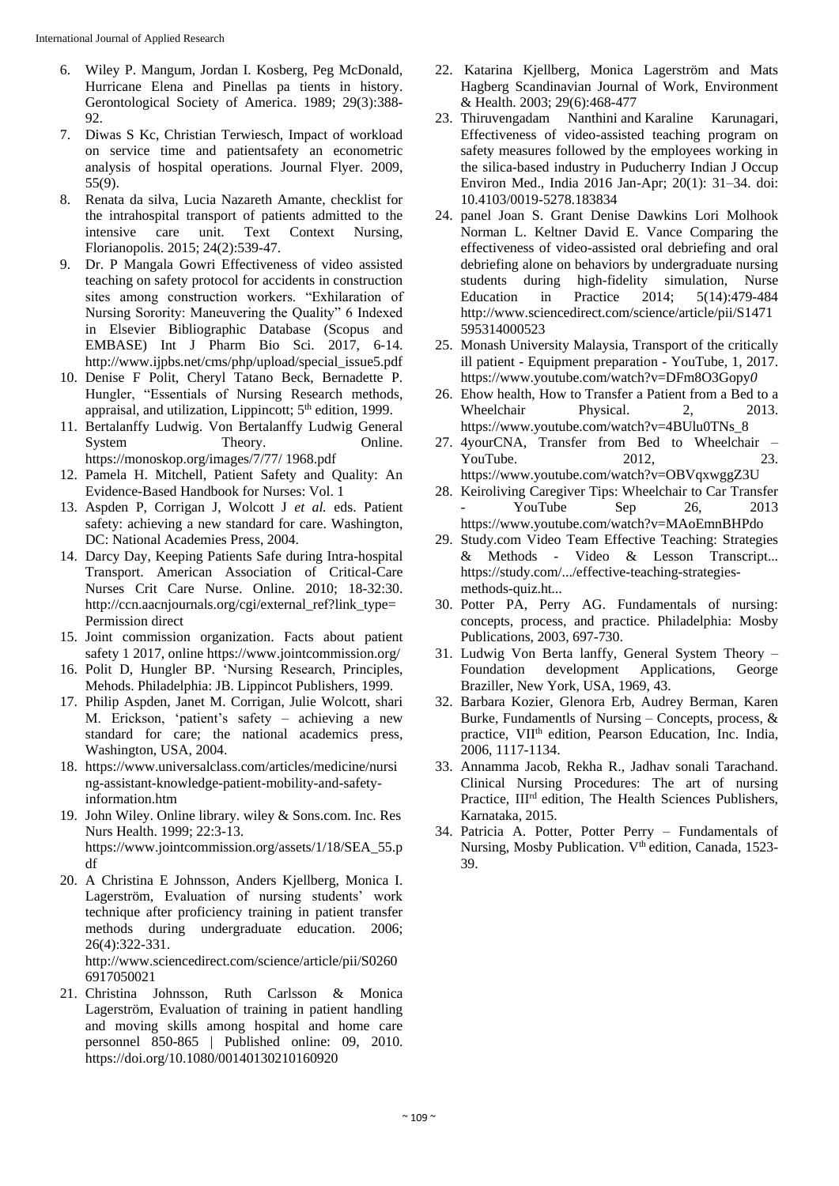6. Wiley P. Mangum, Jordan I. Kosberg, Peg McDonald, Hurricane Elena and Pinellas pa tients in history. Gerontological Society of America. 1989; 29(3):388-92.
7. Diwas S Kc, Christian Terwiesch, Impact of workload on service time and patientsafety an econometric analysis of hospital operations. Journal Flyer. 2009, 55(9).
8. Renata da silva, Lucia Nazareth Amante, checklist for the intrahospital transport of patients admitted to the intensive care unit. Text Context Nursing, Florianopolis. 2015; 24(2):539-47.
9. Dr. P Mangala Gowri Effectiveness of video assisted teaching on safety protocol for accidents in construction sites among construction workers. "Exhilaration of Nursing Sorority: Maneuvering the Quality" 6 Indexed in Elsevier Bibliographic Database (Scopus and EMBASE) Int J Pharm Bio Sci. 2017, 6-14. http://www.ijpbs.net/cms/php/upload/special_issue5.pdf
10. Denise F Polit, Cheryl Tatano Beck, Bernadette P. Hungler, "Essentials of Nursing Research methods, appraisal, and utilization, Lippincott; 5th edition, 1999.
11. Bertalanffy Ludwig. Von Bertalanffy Ludwig General System Theory. Online. https://monoskop.org/images/7/77/ 1968.pdf
12. Pamela H. Mitchell, Patient Safety and Quality: An Evidence-Based Handbook for Nurses: Vol. 1
13. Aspden P, Corrigan J, Wolcott J *et al.* eds. Patient safety: achieving a new standard for care. Washington, DC: National Academies Press, 2004.
14. Darcy Day, Keeping Patients Safe during Intra-hospital Transport. American Association of Critical-Care Nurses Crit Care Nurse. Online. 2010; 18-32:30. http://ccn.aacnjournals.org/cgi/external_ref?link_type= Permission direct
15. Joint commission organization. Facts about patient safety 1 2017, online https://www.jointcommission.org/
16. Polit D, Hungler BP. 'Nursing Research, Principles, Mehods. Philadelphia: JB. Lippincot Publishers, 1999.
17. Philip Aspden, Janet M. Corrigan, Julie Wolcott, shari M. Erickson, 'patient's safety – achieving a new standard for care; the national academics press, Washington, USA, 2004.
18. https://www.universalclass.com/articles/medicine/nursing-assistant-knowledge-patient-mobility-and-safety-information.htm
19. John Wiley. Online library. wiley & Sons.com. Inc. Res Nurs Health. 1999; 22:3-13. https://www.jointcommission.org/assets/1/18/SEA_55.pdf
20. A Christina E Johnsson, Anders Kjellberg, Monica I. Lagerström, Evaluation of nursing students' work technique after proficiency training in patient transfer methods during undergraduate education. 2006; 26(4):322-331. http://www.sciencedirect.com/science/article/pii/S0260 6917050021
21. Christina Johnsson, Ruth Carlsson & Monica Lagerström, Evaluation of training in patient handling and moving skills among hospital and home care personnel 850-865 | Published online: 09, 2010. https://doi.org/10.1080/00140130210160920
22. Katarina Kjellberg, Monica Lagerström and Mats Hagberg Scandinavian Journal of Work, Environment & Health. 2003; 29(6):468-477
23. Thiruvengadam Nanthini and Karaline Karunagari, Effectiveness of video-assisted teaching program on safety measures followed by the employees working in the silica-based industry in Puducherry Indian J Occup Environ Med., India 2016 Jan-Apr; 20(1): 31–34. doi: 10.4103/0019-5278.183834
24. panel Joan S. Grant Denise Dawkins Lori Molhook Norman L. Keltner David E. Vance Comparing the effectiveness of video-assisted oral debriefing and oral debriefing alone on behaviors by undergraduate nursing students during high-fidelity simulation, Nurse Education in Practice 2014; 5(14):479-484 http://www.sciencedirect.com/science/article/pii/S1471 595314000523
25. Monash University Malaysia, Transport of the critically ill patient - Equipment preparation - YouTube, 1, 2017. https://www.youtube.com/watch?v=DFm8O3Gopy*0*
26. Ehow health, How to Transfer a Patient from a Bed to a Wheelchair Physical. 2, 2013. https://www.youtube.com/watch?v=4BUlu0TNs_8
27. 4yourCNA, Transfer from Bed to Wheelchair – YouTube. 2012, 23. https://www.youtube.com/watch?v=OBVqxwggZ3U
28. Keiroliving Caregiver Tips: Wheelchair to Car Transfer - YouTube Sep 26, 2013 https://www.youtube.com/watch?v=MAoEmnBHPdo
29. Study.com Video Team Effective Teaching: Strategies & Methods - Video & Lesson Transcript... https://study.com/.../effective-teaching-strategies-methods-quiz.ht...
30. Potter PA, Perry AG. Fundamentals of nursing: concepts, process, and practice. Philadelphia: Mosby Publications, 2003, 697-730.
31. Ludwig Von Berta lanffy, General System Theory – Foundation development Applications, George Braziller, New York, USA, 1969, 43.
32. Barbara Kozier, Glenora Erb, Audrey Berman, Karen Burke, Fundamentls of Nursing – Concepts, process, & practice, VIIth edition, Pearson Education, Inc. India, 2006, 1117-1134.
33. Annamma Jacob, Rekha R., Jadhav sonali Tarachand. Clinical Nursing Procedures: The art of nursing Practice, IIIrd edition, The Health Sciences Publishers, Karnataka, 2015.
34. Patricia A. Potter, Potter Perry – Fundamentals of Nursing, Mosby Publication. Vth edition, Canada, 1523-39.